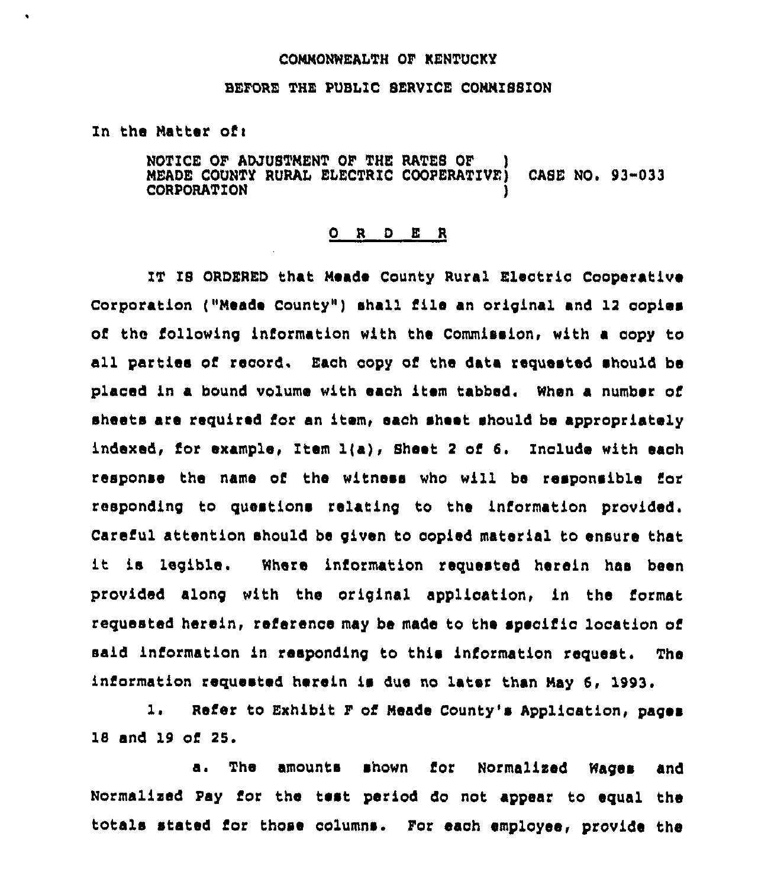COMMONWEALTH OF KENTUCKY

BEFORE THE PUBLIC SERVICE COMMISSION

In the Matter of:

NOTICE OF ADJUSTMENT OF THE RATES OF MEADE COUNTY RURAL ELECTRIC COOPERATIVE CORPORATION ) CASE NO. 93-033

## O R D E R

IT IS ORDERED that Meade County Rural Electric Cooperative Corporation ("Meade County") shall file an original and 12 copies of the following information with the Commission, with a copy to all parties of record. Each copy of the data requested should be placed in a bound volume with each item tabbed. When a number of sheets are required for an item, each sheet should be appropriately indexed, for example, Item 1(a), Sheet 2 of 6. Include with each response the name of the witness who will be responsible for responding to questions relating to the information provided. Careful attention should be given to copied material to ensure that it is legible. Where information requested herein has been provided along with the original application, in the format requested herein, reference may be made to the specific location of said information in responding to this information request. The information requested herein is due no later than May 6, 1993.

1. Refer to Exhibit F of Meade County's Application, pages 18 and 19 of 25.

a. The amounts shown for Normalized Wages and Normalized Pay for the test period do not appear to equal the totals stated for those columns. For each employee, provide the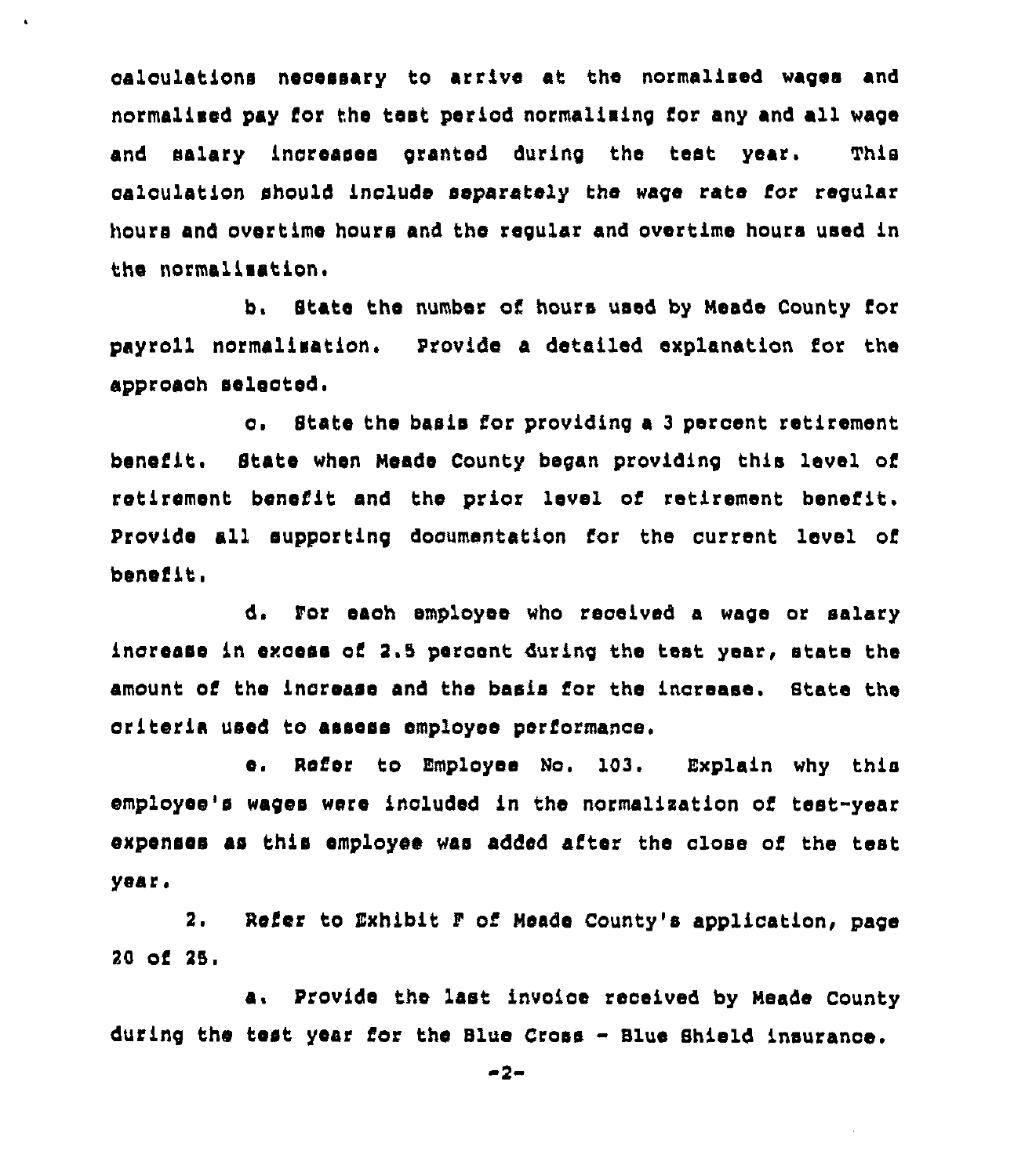calculations necessary to arrive at the normalized wages and normalized pay for the test period normalizing for any and all wage and salary increases granted during the test year. This calculation should include separately the wage rate for regular hours and overtime hours and the regular and overtime hours used in the normalization.

b. State the number of hours used by Meade County for payroll normalization. Provide a detailed explanation for the approach selected.

c. State the basis for providing a 3 percent retirement benefit. State when Meade County began providing this level of retirement benefit and the prior level of retirement benefit. Provide all supporting documentation for the current level of benefit.

d. For each employee who received a wage or salary increase in excess of 2.5 percent during the test year, state the amount of the increase and the basis for the increase. State the criteria used to assess employee performance.

e. Refer to Employee No. 103. Explain why this employee's wages were included in the normalization of test-year expenses as this employee was added after the close of the test year.

2. Refer to Exhibit F of Meade County's application, page 20 of 25.

a. Provide the last invoice received by Meade County during the test year for the Blue Cross - Blue Shield insurance.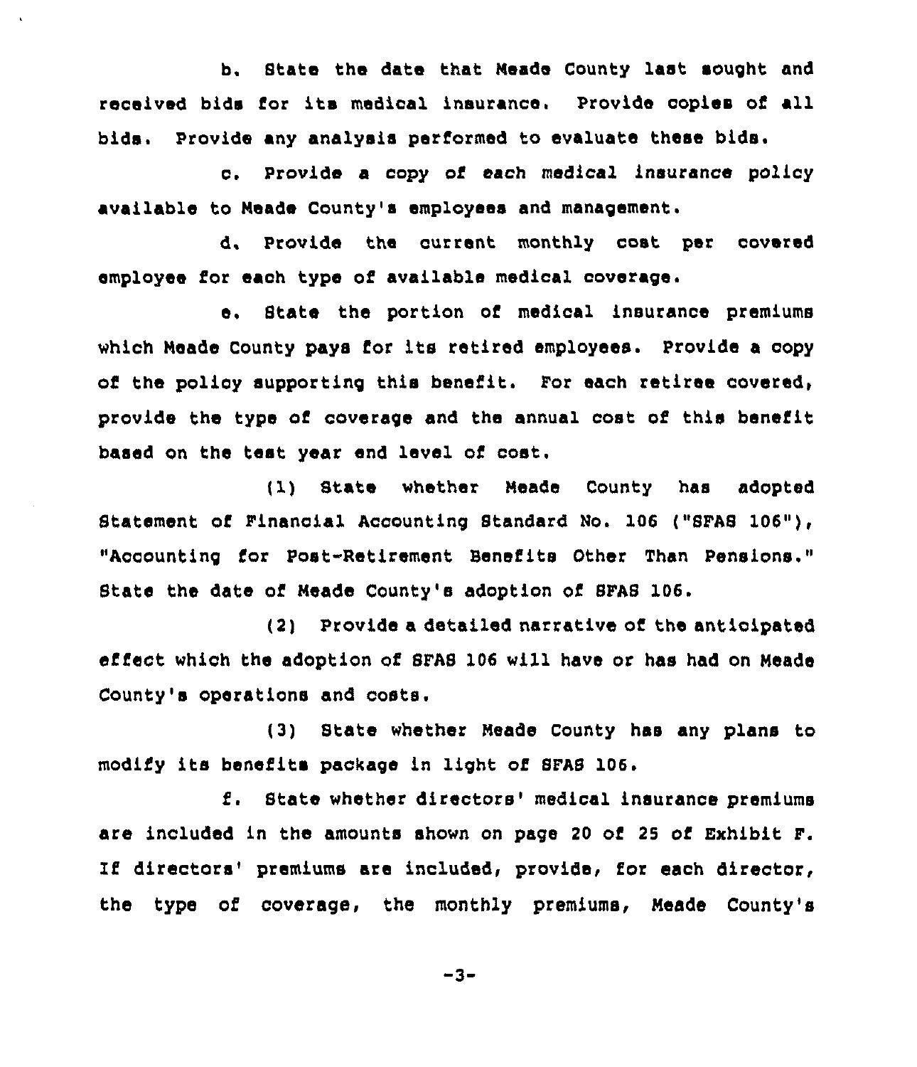b. State the date that Meade County last sought and received bids for its medical insurance. Provide copies of all bids. Provide any analysis performed to evaluate these bids.

c. Provide a copy of each medical insurance policy available to Meade County's employees and management.

d. Provide the current monthly cost per covered employee for each type of available medical coverage.

e. State the portion of medical insurance premiums which Meade County pays for its retired employees. Provide a copy of the policy supporting this benefit. For each retiree covered, provide the type of coverage and the annual cost of this benefit based on the test year end level of cost.

(1) State whether Meade County has adopted Statement of Financial Accounting Standard No. 106 ("SFAS 106"), "Accounting for Post-Retirement Benefits Other Than Pensions." State the date of Meade County's adoption of SFAS 106.

(2) Provide a detailed narrative of the anticipated effect which the adoption of SFAS 106 will have or has had on Meade County's operations and costs.

(3) State whether Meade County has any plans to modify its benefits package in light of SFAS 106.

f. State whether directors' medical insurance premiums are included in the amounts shown on page 20 of 25 of Exhibit F. If directors' premiums are included, provide, for each director, the type of coverage, the monthly premiums, Meade County's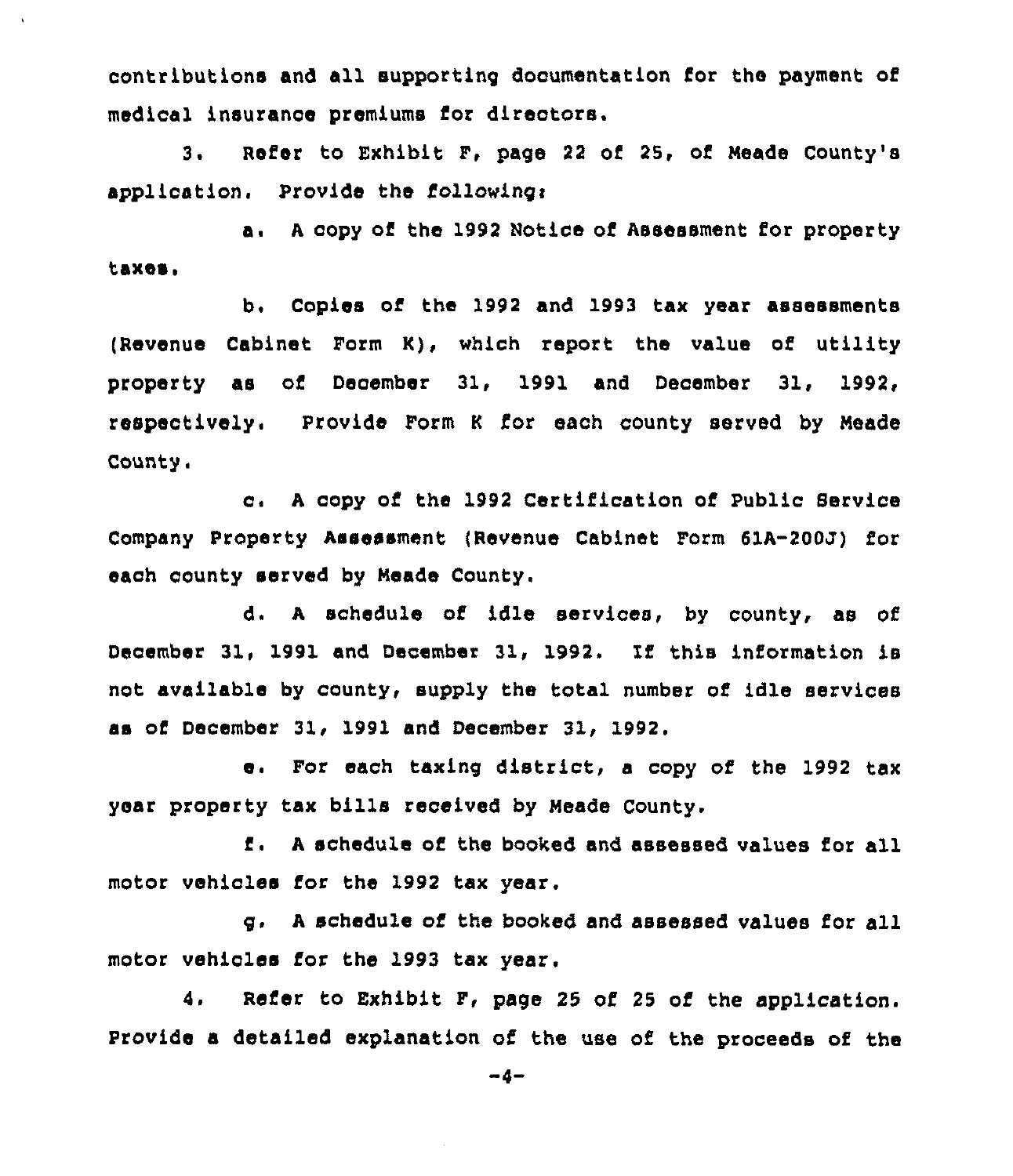contributions and all supporting documentation for the payment of medical insurance premiums for directors.

3. Refer to Exhibit F, page 22 of 25, of Meade County's application. Provide the following:

a. A copy of the 1992 Notice of Assessment for property taxes.

b. Copies of the 1992 and 1993 tax year assessments (Revenue Cabinet Form K), which report the value of utility property as of December 31, 1991 and December 31, 1992, respectively. Provide Form K for each county served by Meade County.

c. A copy of the 1992 Certification of Public Service Company Property Assessment (Revenue Cabinet Form 61A-200J) for each county served by Meade County.

d. A schedule of idle services, by county, as of December 31, 1991 and December 31, 1992. If this information is not available by county, supply the total number of idle services as of December 31, 1991 and December 31, 1992.

e. For each taxing district, a copy of the 1992 tax year property tax bills received by Meade County.

f. A schedule of the booked and assessed values for all motor vehicles for the 1992 tax year.

g. A schedule of the booked and assessed values for all motor vehicles for the 1993 tax year.

4. Refer to Exhibit F, page 25 of 25 of the application. Provide a detailed explanation of the use of the proceeds of the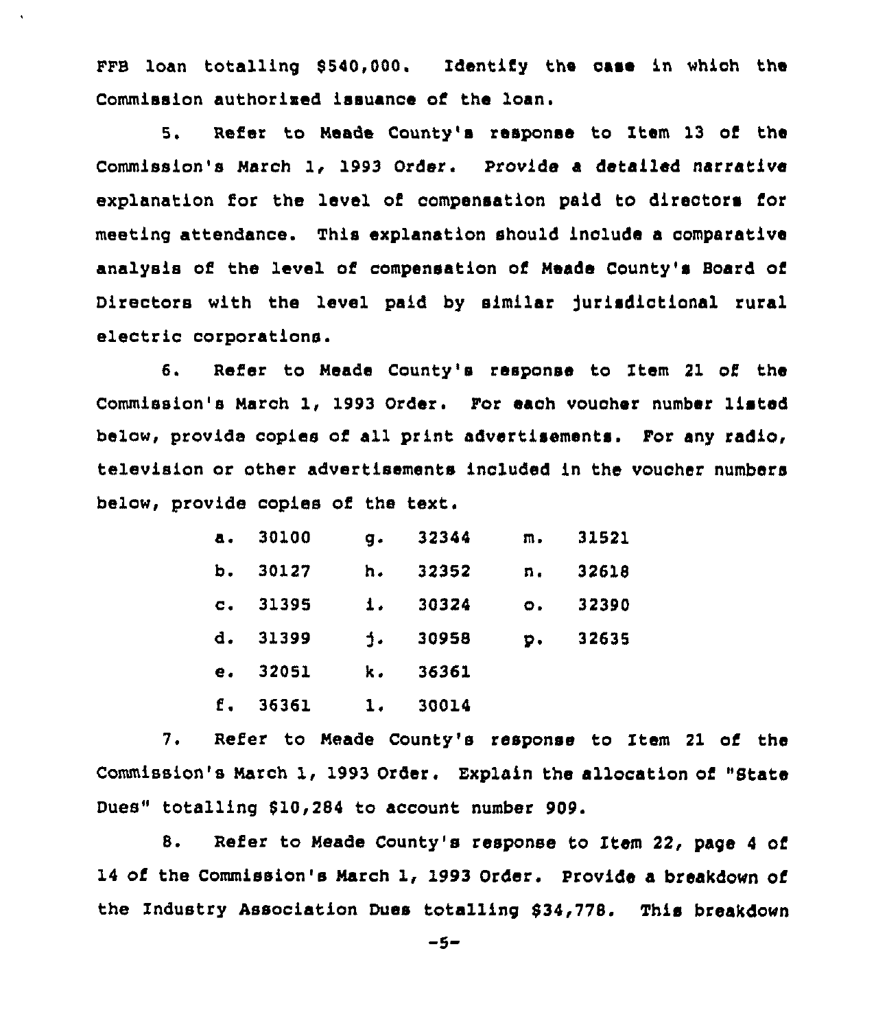FFB loan totalling $540,000. Identify the case in which the Commission authorized issuance of the loan.

5. Refer to Meade County's response to Item 13 of the Commission's March 1, 1993 Order. Provide a detailed narrative explanation for the level of compensation paid to directors for meeting attendance. This explanation should include a comparative analysis of the level of compensation of Meade County's Board of Directors with the level paid by similar jurisdictional rural electric corporations.

6. Refer to Meade County's response to Item 21 of the Commission's March 1, 1993 Order. For each voucher number listed below, provide copies of all print advertisements. For any radio, television or other advertisements included in the voucher numbers below, provide copies of the text.

a. 30100 g. 32344 m. 31521
b. 30127 h. 32352 n. 32618
c. 31395 i. 30324 o. 32390
d. 31399 j. 30958 p. 32635
e. 32051 k. 36361
f. 36361 l. 30014

7. Refer to Meade County's response to Item 21 of the Commission's March 1, 1993 Order. Explain the allocation of "State Dues" totalling $10,284 to account number 909.

8. Refer to Meade County's response to Item 22, page 4 of 14 of the Commission's March 1, 1993 Order. Provide a breakdown of the Industry Association Dues totalling $34,778. This breakdown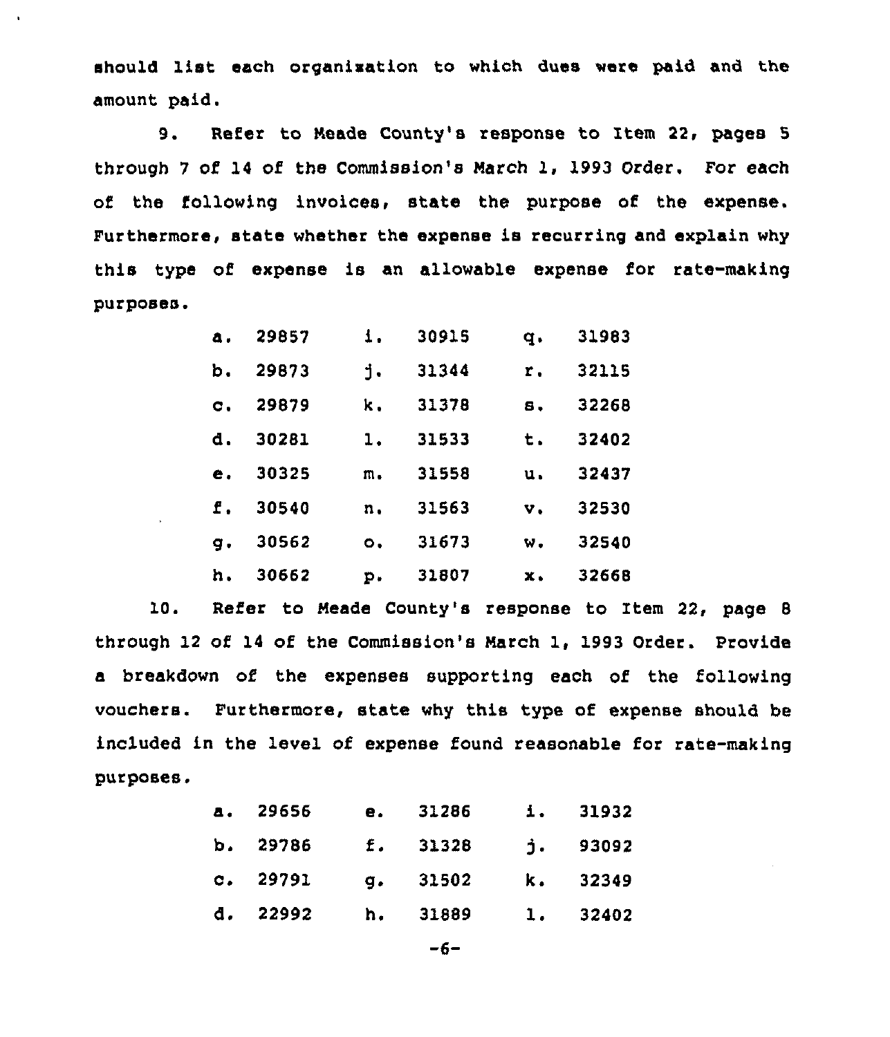should list each organization to which dues were paid and the amount paid.

9. Refer to Meade County's response to Item 22, pages 5 through 7 of 14 of the Commission's March 1, 1993 Order. For each of the following invoices, state the purpose of the expense. Furthermore, state whether the expense is recurring and explain why this type of expense is an allowable expense for rate-making purposes.

| | | | | | |
|---|---|---|---|---|---|
| a. | 29857 | i. | 30915 | q. | 31983 |
| b. | 29873 | j. | 31344 | r. | 32115 |
| c. | 29879 | k. | 31378 | s. | 32268 |
| d. | 30281 | l. | 31533 | t. | 32402 |
| e. | 30325 | m. | 31558 | u. | 32437 |
| f. | 30540 | n. | 31563 | v. | 32530 |
| g. | 30562 | o. | 31673 | w. | 32540 |
| h. | 30662 | p. | 31807 | x. | 32668 |

10. Refer to Meade County's response to Item 22, page 8 through 12 of 14 of the Commission's March 1, 1993 Order. Provide a breakdown of the expenses supporting each of the following vouchers. Furthermore, state why this type of expense should be included in the level of expense found reasonable for rate-making purposes.

| | | | | | |
|---|---|---|---|---|---|
| a. | 29656 | e. | 31286 | i. | 31932 |
| b. | 29786 | f. | 31328 | j. | 93092 |
| c. | 29791 | g. | 31502 | k. | 32349 |
| d. | 22992 | h. | 31889 | l. | 32402 |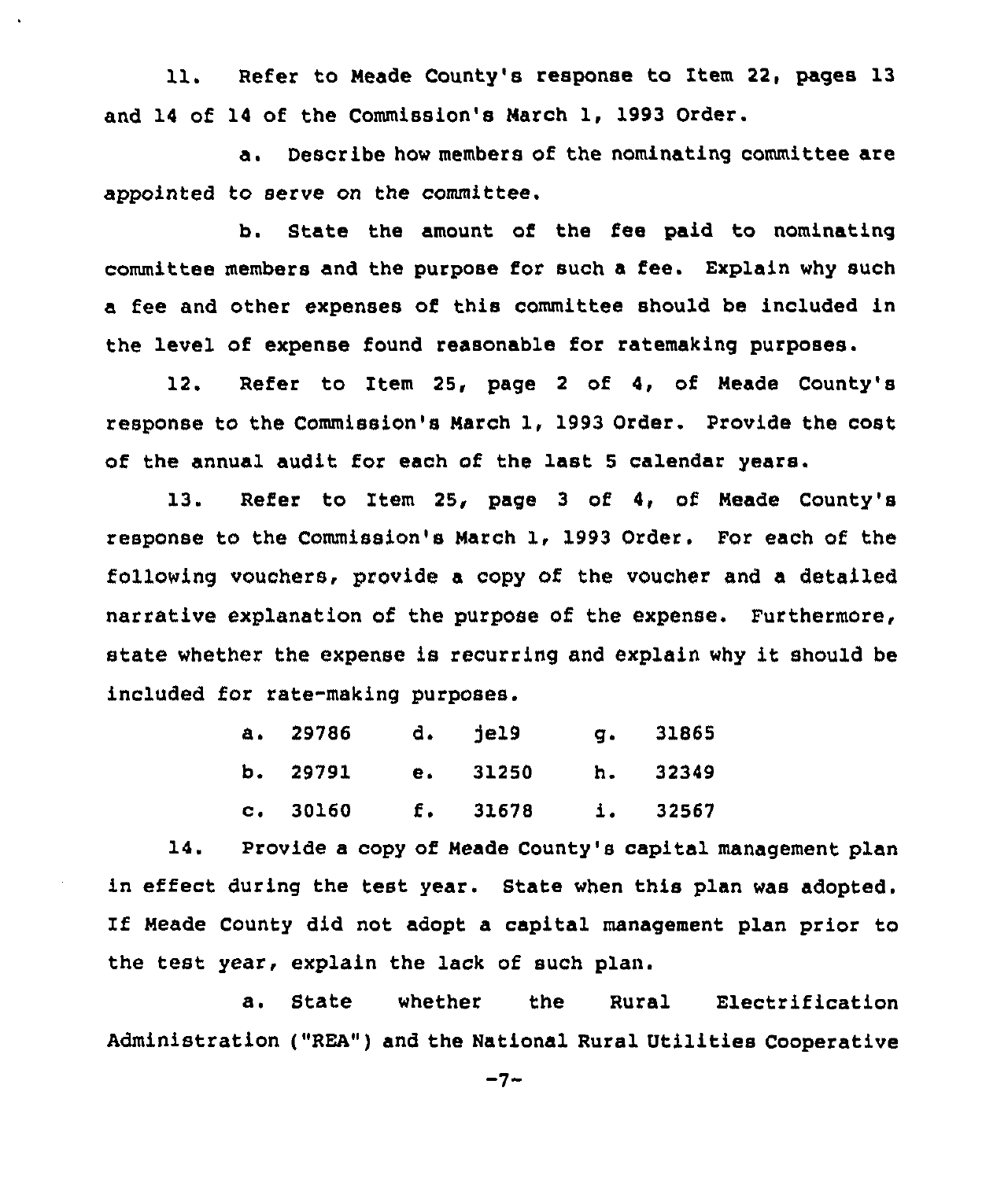11. Refer to Meade County's response to Item 22, pages 13 and 14 of 14 of the Commission's March 1, 1993 Order.

a. Describe how members of the nominating committee are appointed to serve on the committee.

b. State the amount of the fee paid to nominating committee members and the purpose for such a fee. Explain why such a fee and other expenses of this committee should be included in the level of expense found reasonable for ratemaking purposes.

12. Refer to Item 25, page 2 of 4, of Meade County's response to the Commission's March 1, 1993 Order. Provide the cost of the annual audit for each of the last 5 calendar years.

13. Refer to Item 25, page 3 of 4, of Meade County's response to the Commission's March 1, 1993 Order. For each of the following vouchers, provide a copy of the voucher and a detailed narrative explanation of the purpose of the expense. Furthermore, state whether the expense is recurring and explain why it should be included for rate-making purposes.

a. 29786 &nbsp;&nbsp; d. je19 &nbsp;&nbsp; g. 31865

b. 29791 &nbsp;&nbsp; e. 31250 &nbsp;&nbsp; h. 32349

c. 30160 &nbsp;&nbsp; f. 31678 &nbsp;&nbsp; i. 32567

14. Provide a copy of Meade County's capital management plan in effect during the test year. State when this plan was adopted. If Meade County did not adopt a capital management plan prior to the test year, explain the lack of such plan.

a. State whether the Rural Electrification Administration ("REA") and the National Rural Utilities Cooperative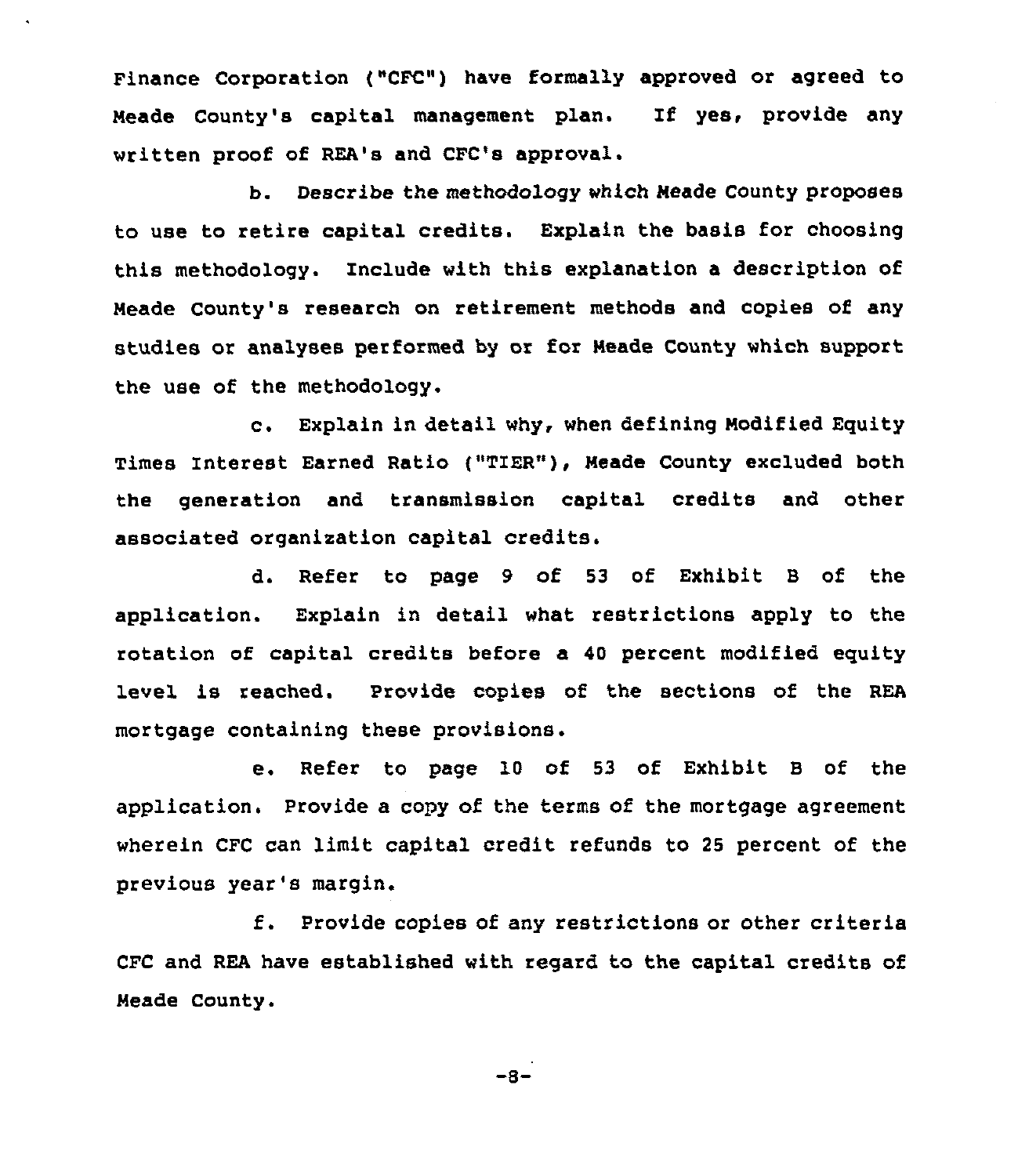Finance Corporation ("CFC") have formally approved or agreed to Meade County's capital management plan. If yes, provide any written proof of REA's and CFC's approval.

b. Describe the methodology which Meade County proposes to use to retire capital credits. Explain the basis for choosing this methodology. Include with this explanation a description of Meade County's research on retirement methods and copies of any studies or analyses performed by or for Meade County which support the use of the methodology.

c. Explain in detail why, when defining Modified Equity Times Interest Earned Ratio ("TIER"), Meade County excluded both the generation and transmission capital credits and other associated organization capital credits.

d. Refer to page 9 of 53 of Exhibit B of the application. Explain in detail what restrictions apply to the rotation of capital credits before a 40 percent modified equity level is reached. Provide copies of the sections of the REA mortgage containing these provisions.

e. Refer to page 10 of 53 of Exhibit B of the application. Provide a copy of the terms of the mortgage agreement wherein CFC can limit capital credit refunds to 25 percent of the previous year's margin.

f. Provide copies of any restrictions or other criteria CFC and REA have established with regard to the capital credits of Meade County.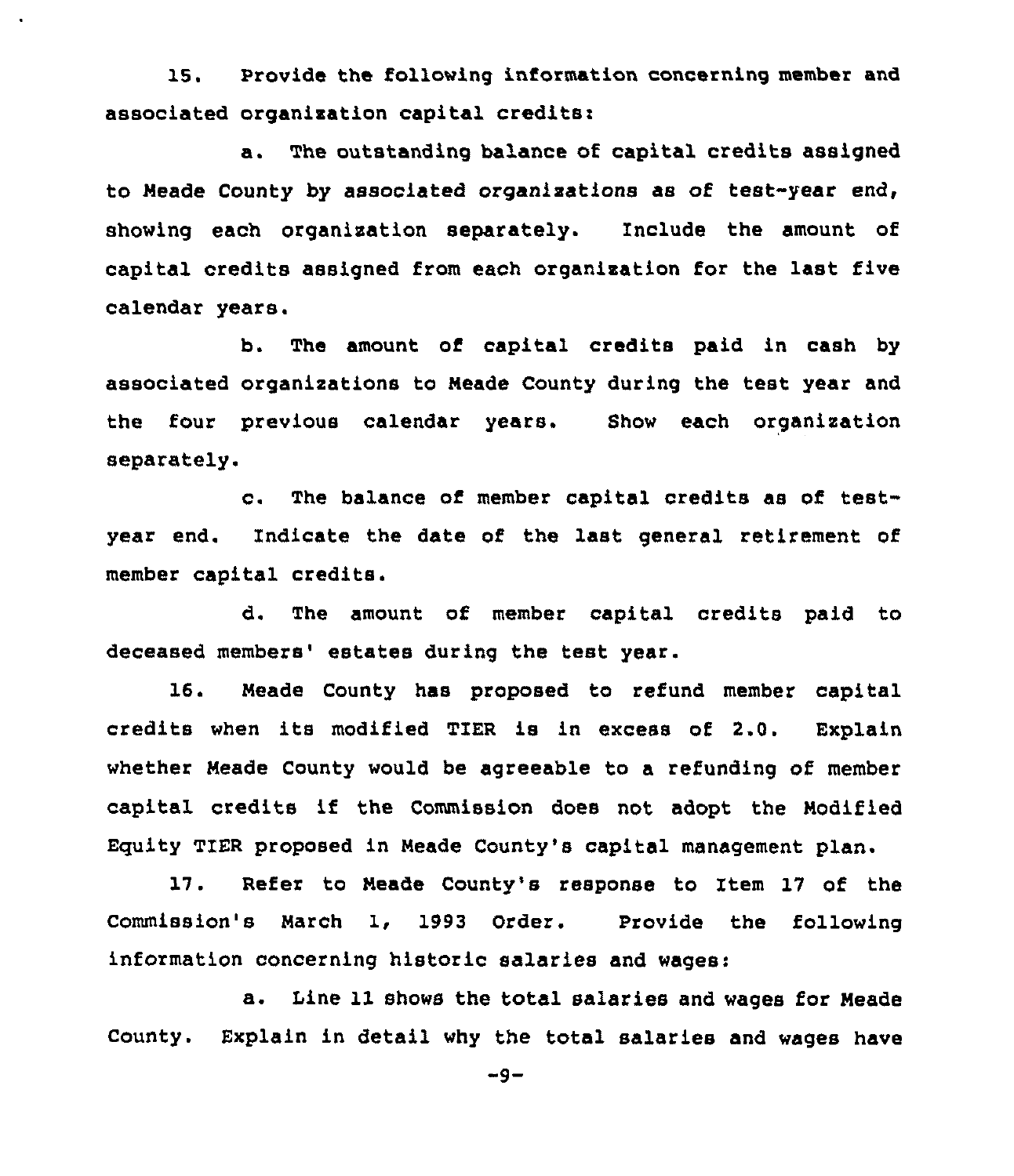15. Provide the following information concerning member and associated organization capital credits:

a. The outstanding balance of capital credits assigned to Meade County by associated organizations as of test-year end, showing each organization separately. Include the amount of capital credits assigned from each organization for the last five calendar years.

b. The amount of capital credits paid in cash by associated organizations to Meade County during the test year and the four previous calendar years. Show each organization separately.

c. The balance of member capital credits as of test-year end. Indicate the date of the last general retirement of member capital credits.

d. The amount of member capital credits paid to deceased members' estates during the test year.

16. Meade County has proposed to refund member capital credits when its modified TIER is in excess of 2.0. Explain whether Meade County would be agreeable to a refunding of member capital credits if the Commission does not adopt the Modified Equity TIER proposed in Meade County's capital management plan.

17. Refer to Meade County's response to Item 17 of the Commission's March 1, 1993 Order. Provide the following information concerning historic salaries and wages:

a. Line 11 shows the total salaries and wages for Meade County. Explain in detail why the total salaries and wages have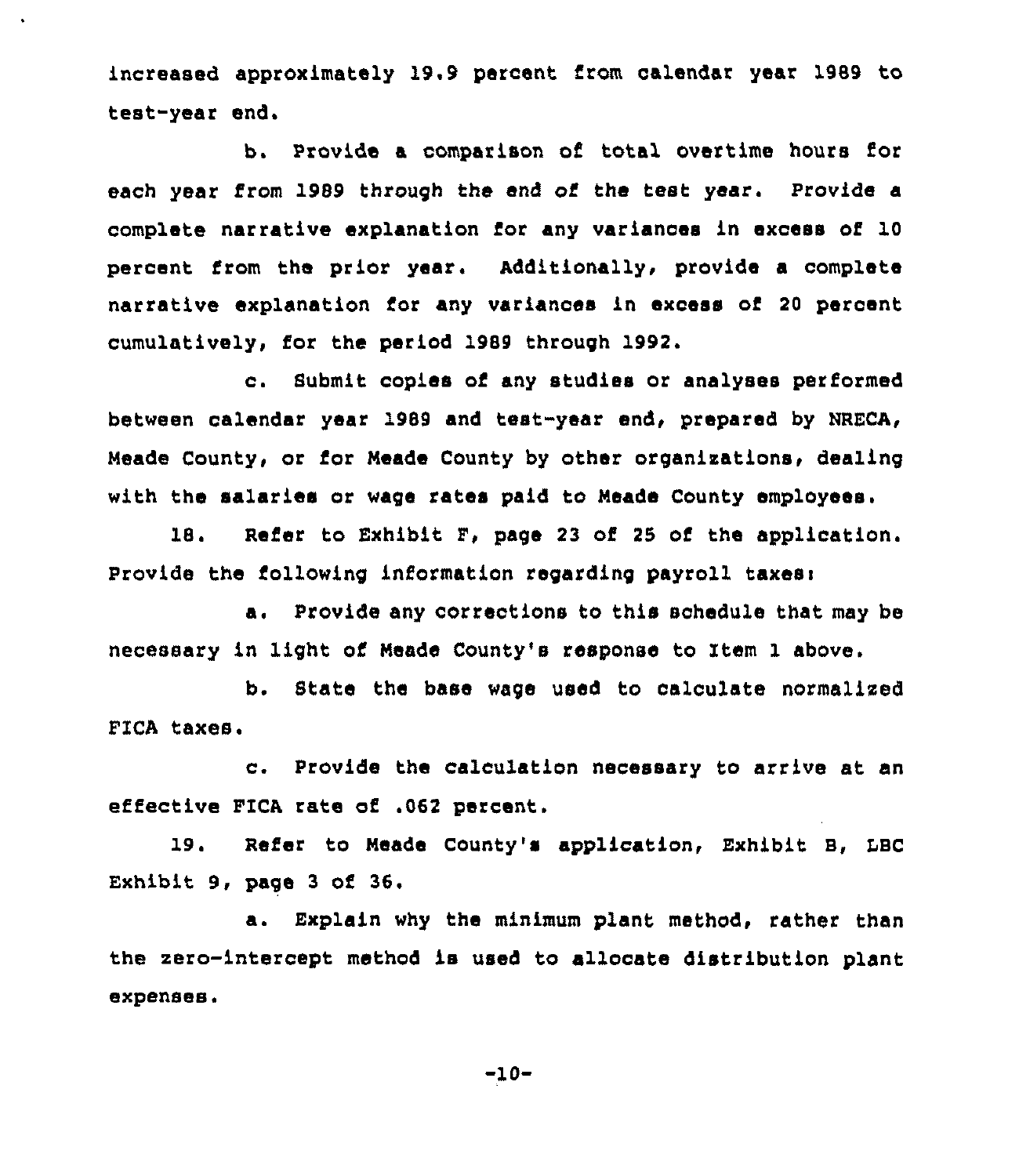increased approximately 19.9 percent from calendar year 1989 to test-year end.

b. Provide a comparison of total overtime hours for each year from 1989 through the end of the test year. Provide a complete narrative explanation for any variances in excess of 10 percent from the prior year. Additionally, provide a complete narrative explanation for any variances in excess of 20 percent cumulatively, for the period 1989 through 1992.

c. Submit copies of any studies or analyses performed between calendar year 1989 and test-year end, prepared by NRECA, Meade County, or for Meade County by other organizations, dealing with the salaries or wage rates paid to Meade County employees.

18. Refer to Exhibit F, page 23 of 25 of the application. Provide the following information regarding payroll taxes:

a. Provide any corrections to this schedule that may be necessary in light of Meade County's response to Item 1 above.

b. State the base wage used to calculate normalized FICA taxes.

c. Provide the calculation necessary to arrive at an effective FICA rate of .062 percent.

19. Refer to Meade County's application, Exhibit B, LBC Exhibit 9, page 3 of 36.

a. Explain why the minimum plant method, rather than the zero-intercept method is used to allocate distribution plant expenses.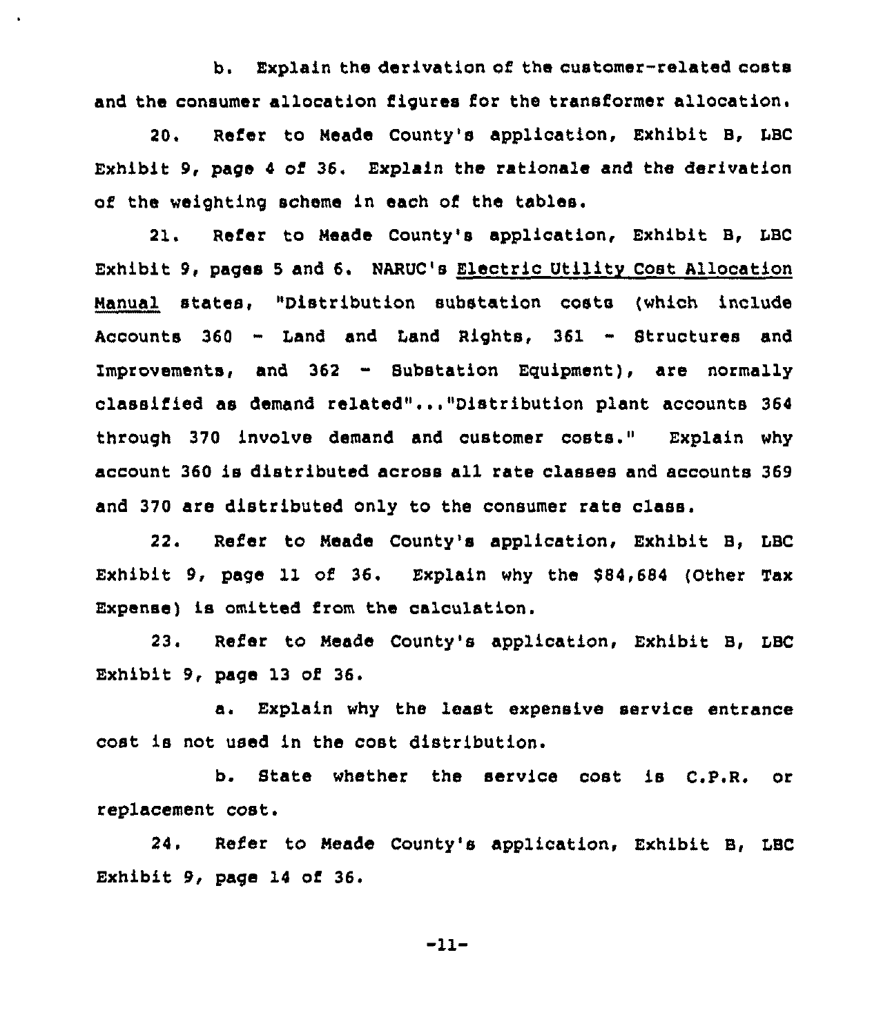b. Explain the derivation of the customer-related costs and the consumer allocation figures for the transformer allocation.

20. Refer to Meade County's application, Exhibit B, LBC Exhibit 9, page 4 of 36. Explain the rationale and the derivation of the weighting scheme in each of the tables.

21. Refer to Meade County's application, Exhibit B, LBC Exhibit 9, pages 5 and 6. NARUC's Electric Utility Cost Allocation Manual states, "Distribution substation costs (which include Accounts 360 - Land and Land Rights, 361 - Structures and Improvements, and 362 - Substation Equipment), are normally classified as demand related"..."Distribution plant accounts 364 through 370 involve demand and customer costs." Explain why account 360 is distributed across all rate classes and accounts 369 and 370 are distributed only to the consumer rate class.

22. Refer to Meade County's application, Exhibit B, LBC Exhibit 9, page 11 of 36. Explain why the $84,684 (Other Tax Expense) is omitted from the calculation.

23. Refer to Meade County's application, Exhibit B, LBC Exhibit 9, page 13 of 36.

a. Explain why the least expensive service entrance cost is not used in the cost distribution.

b. State whether the service cost is C.P.R. or replacement cost.

24. Refer to Meade County's application, Exhibit B, LBC Exhibit 9, page 14 of 36.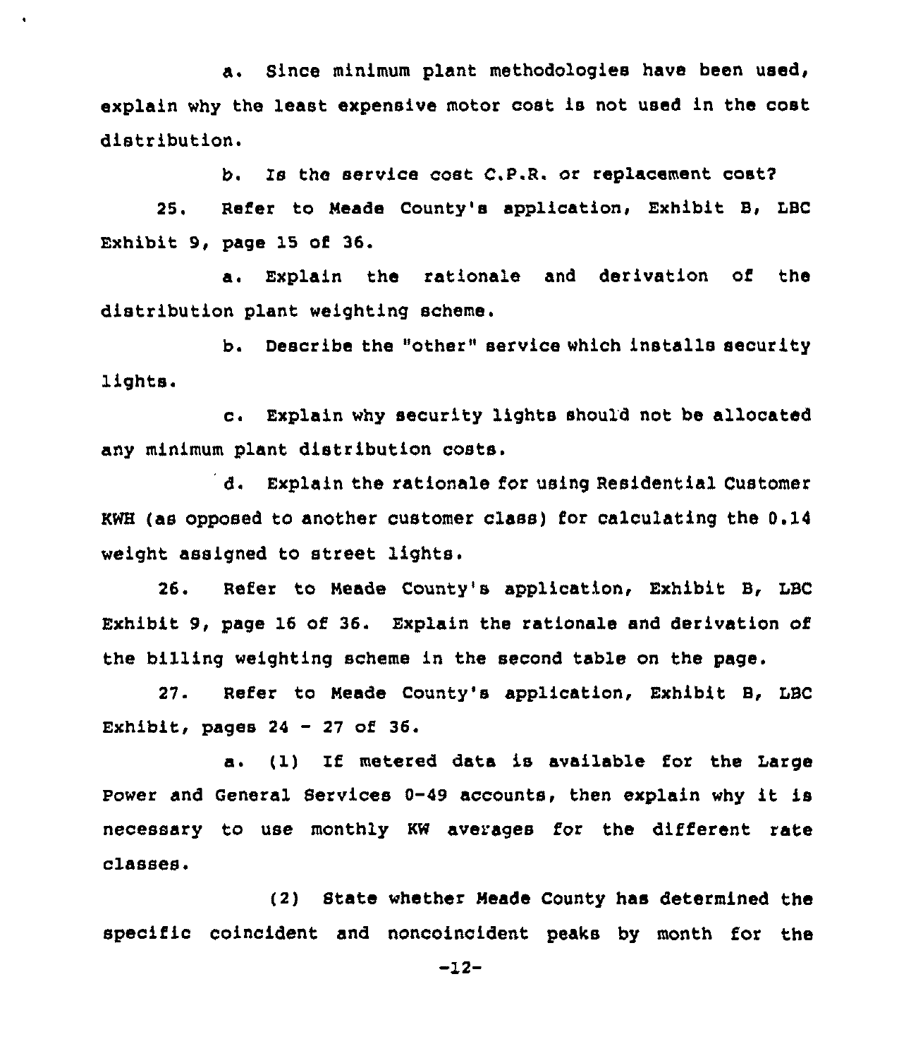a. Since minimum plant methodologies have been used, explain why the least expensive motor cost is not used in the cost distribution.

b. Is the service cost C.P.R. or replacement cost?

25. Refer to Meade County's application, Exhibit B, LBC Exhibit 9, page 15 of 36.

a. Explain the rationale and derivation of the distribution plant weighting scheme.

b. Describe the "other" service which installs security lights.

c. Explain why security lights should not be allocated any minimum plant distribution costs.

d. Explain the rationale for using Residential Customer KWH (as opposed to another customer class) for calculating the 0.14 weight assigned to street lights.

26. Refer to Meade County's application, Exhibit B, LBC Exhibit 9, page 16 of 36. Explain the rationale and derivation of the billing weighting scheme in the second table on the page.

27. Refer to Meade County's application, Exhibit B, LBC Exhibit, pages 24 - 27 of 36.

a. (1) If metered data is available for the Large Power and General Services 0-49 accounts, then explain why it is necessary to use monthly KW averages for the different rate classes.

(2) State whether Meade County has determined the specific coincident and noncoincident peaks by month for the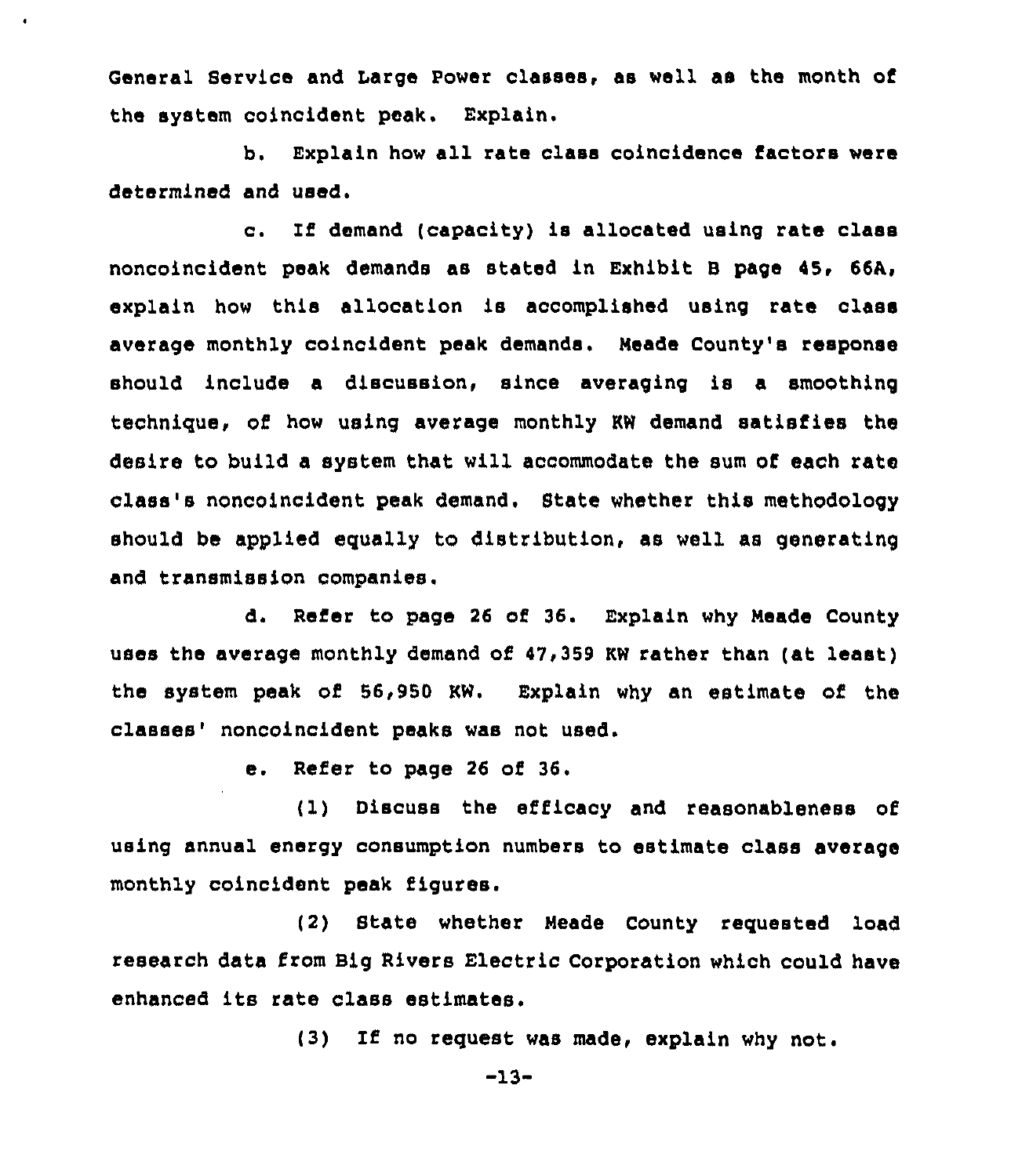General Service and Large Power classes, as well as the month of the system coincident peak. Explain.

b. Explain how all rate class coincidence factors were determined and used.

c. If demand (capacity) is allocated using rate class noncoincident peak demands as stated in Exhibit B page 45, 66A, explain how this allocation is accomplished using rate class average monthly coincident peak demands. Meade County's response should include a discussion, since averaging is a smoothing technique, of how using average monthly KW demand satisfies the desire to build a system that will accommodate the sum of each rate class's noncoincident peak demand. State whether this methodology should be applied equally to distribution, as well as generating and transmission companies.

d. Refer to page 26 of 36. Explain why Meade County uses the average monthly demand of 47,359 KW rather than (at least) the system peak of 56,950 KW. Explain why an estimate of the classes' noncoincident peaks was not used.

e. Refer to page 26 of 36.

(1) Discuss the efficacy and reasonableness of using annual energy consumption numbers to estimate class average monthly coincident peak figures.

(2) State whether Meade County requested load research data from Big Rivers Electric Corporation which could have enhanced its rate class estimates.

(3) If no request was made, explain why not.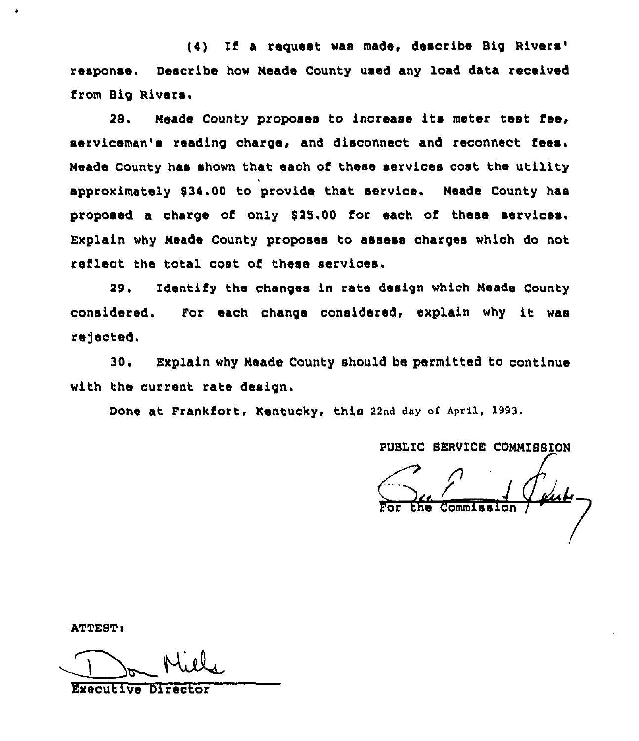(4) If a request was made, describe Big Rivers' response. Describe how Meade County used any load data received from Big Rivers.

28. Meade County proposes to increase its meter test fee, serviceman's reading charge, and disconnect and reconnect fees. Meade County has shown that each of these services cost the utility approximately $34.00 to provide that service. Meade County has proposed a charge of only $25.00 for each of these services. Explain why Meade County proposes to assess charges which do not reflect the total cost of these services.

29. Identify the changes in rate design which Meade County considered. For each change considered, explain why it was rejected.

30. Explain why Meade County should be permitted to continue with the current rate design.

Done at Frankfort, Kentucky, this 22nd day of April, 1993.

PUBLIC SERVICE COMMISSION

For the Commission

ATTEST:

Executive Director